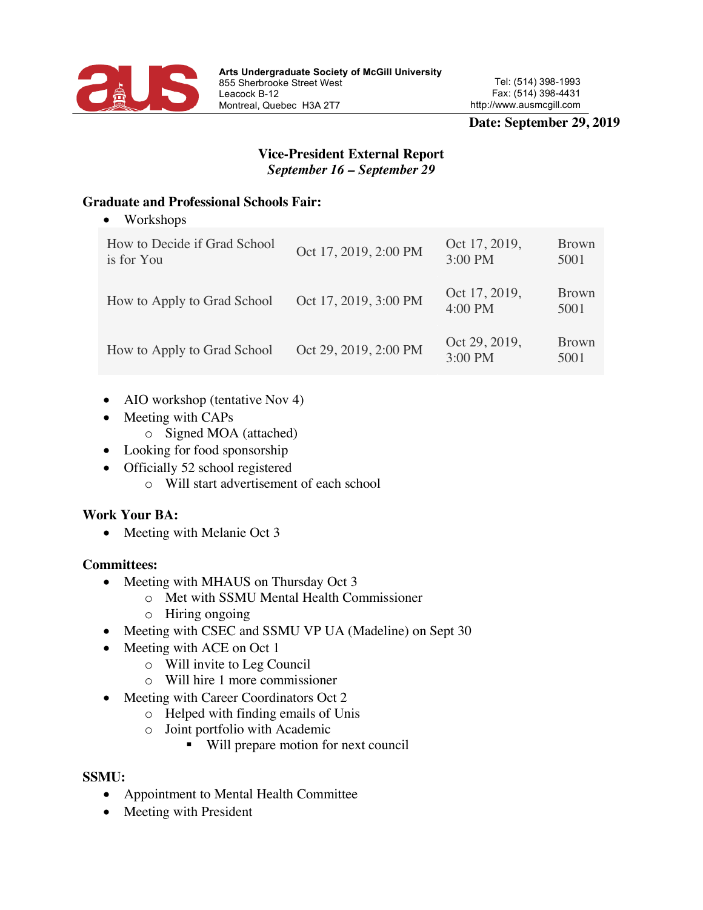**Arts Undergraduate Society of McGill University**
855 Sherbrooke Street West
Leacock B-12
Montreal, Quebec H3A 2T7

Tel: (514) 398-1993
Fax: (514) 398-4431
http://www.ausmcgill.com

**Date: September 29, 2019**

# Vice-President External Report
***September 16 – September 29***

## Graduate and Professional Schools Fair:

- Workshops

| | | | |
|---|---|---|---|
| How to Decide if Grad School is for You | Oct 17, 2019, 2:00 PM | Oct 17, 2019, 3:00 PM | Brown 5001 |
| How to Apply to Grad School | Oct 17, 2019, 3:00 PM | Oct 17, 2019, 4:00 PM | Brown 5001 |
| How to Apply to Grad School | Oct 29, 2019, 2:00 PM | Oct 29, 2019, 3:00 PM | Brown 5001 |

- AIO workshop (tentative Nov 4)
- Meeting with CAPs
  - Signed MOA (attached)
- Looking for food sponsorship
- Officially 52 school registered
  - Will start advertisement of each school

## Work Your BA:

- Meeting with Melanie Oct 3

## Committees:

- Meeting with MHAUS on Thursday Oct 3
  - Met with SSMU Mental Health Commissioner
  - Hiring ongoing
- Meeting with CSEC and SSMU VP UA (Madeline) on Sept 30
- Meeting with ACE on Oct 1
  - Will invite to Leg Council
  - Will hire 1 more commissioner
- Meeting with Career Coordinators Oct 2
  - Helped with finding emails of Unis
  - Joint portfolio with Academic
    - Will prepare motion for next council

## SSMU:

- Appointment to Mental Health Committee
- Meeting with President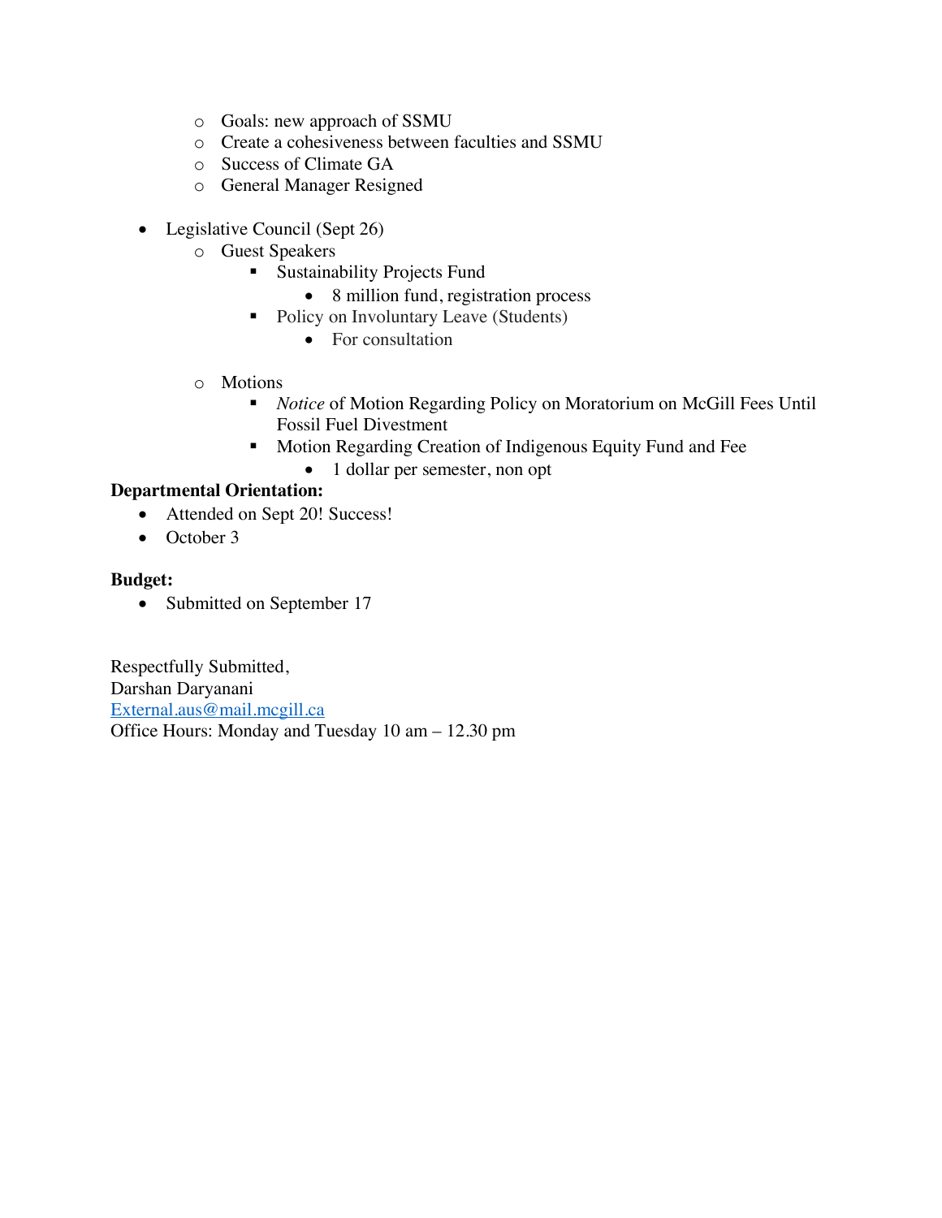- Goals: new approach of SSMU
  - Create a cohesiveness between faculties and SSMU
  - Success of Climate GA
  - General Manager Resigned

- Legislative Council (Sept 26)
  - Guest Speakers
    - Sustainability Projects Fund
      - 8 million fund, registration process
    - Policy on Involuntary Leave (Students)
      - For consultation

  - Motions
    - *Notice* of Motion Regarding Policy on Moratorium on McGill Fees Until Fossil Fuel Divestment
    - Motion Regarding Creation of Indigenous Equity Fund and Fee
      - 1 dollar per semester, non opt

**Departmental Orientation:**

- Attended on Sept 20! Success!
- October 3

**Budget:**

- Submitted on September 17

Respectfully Submitted,
Darshan Daryanani
External.aus@mail.mcgill.ca
Office Hours: Monday and Tuesday 10 am – 12.30 pm